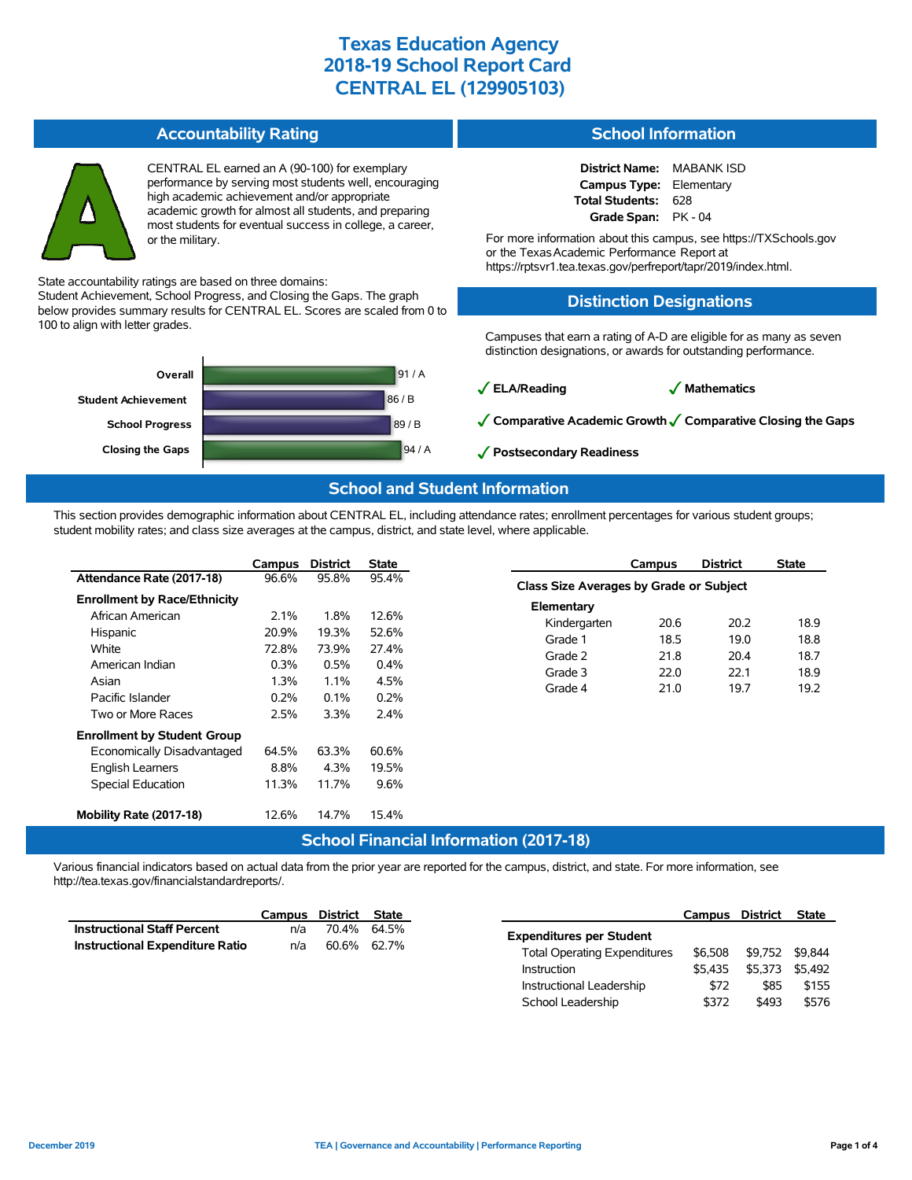# Texas Education Agency
# 2018-19 School Report Card
# CENTRAL EL (129905103)

## Accountability Rating

CENTRAL EL earned an A (90-100) for exemplary performance by serving most students well, encouraging high academic achievement and/or appropriate academic growth for almost all students, and preparing most students for eventual success in college, a career, or the military.

State accountability ratings are based on three domains: Student Achievement, School Progress, and Closing the Gaps. The graph below provides summary results for CENTRAL EL. Scores are scaled from 0 to 100 to align with letter grades.

| Domain | Score |
|---|---|
| Overall | 91 / A |
| Student Achievement | 86 / B |
| School Progress | 89 / B |
| Closing the Gaps | 94 / A |

## School Information

**District Name:** MABANK ISD
**Campus Type:** Elementary
**Total Students:** 628
**Grade Span:** PK - 04

For more information about this campus, see https://TXSchools.gov or the Texas Academic Performance Report at https://rptsvr1.tea.texas.gov/perfreport/tapr/2019/index.html.

## Distinction Designations

Campuses that earn a rating of A-D are eligible for as many as seven distinction designations, or awards for outstanding performance.

- ✓ **ELA/Reading**
- ✓ **Mathematics**
- ✓ **Comparative Academic Growth**
- ✓ **Comparative Closing the Gaps**
- ✓ **Postsecondary Readiness**

## School and Student Information

This section provides demographic information about CENTRAL EL, including attendance rates; enrollment percentages for various student groups; student mobility rates; and class size averages at the campus, district, and state level, where applicable.

| | Campus | District | State |
|---|---|---|---|
| **Attendance Rate (2017-18)** | 96.6% | 95.8% | 95.4% |
| **Enrollment by Race/Ethnicity** | | | |
| African American | 2.1% | 1.8% | 12.6% |
| Hispanic | 20.9% | 19.3% | 52.6% |
| White | 72.8% | 73.9% | 27.4% |
| American Indian | 0.3% | 0.5% | 0.4% |
| Asian | 1.3% | 1.1% | 4.5% |
| Pacific Islander | 0.2% | 0.1% | 0.2% |
| Two or More Races | 2.5% | 3.3% | 2.4% |
| **Enrollment by Student Group** | | | |
| Economically Disadvantaged | 64.5% | 63.3% | 60.6% |
| English Learners | 8.8% | 4.3% | 19.5% |
| Special Education | 11.3% | 11.7% | 9.6% |
| **Mobility Rate (2017-18)** | 12.6% | 14.7% | 15.4% |

| | Campus | District | State |
|---|---|---|---|
| **Class Size Averages by Grade or Subject** | | | |
| **Elementary** | | | |
| Kindergarten | 20.6 | 20.2 | 18.9 |
| Grade 1 | 18.5 | 19.0 | 18.8 |
| Grade 2 | 21.8 | 20.4 | 18.7 |
| Grade 3 | 22.0 | 22.1 | 18.9 |
| Grade 4 | 21.0 | 19.7 | 19.2 |

## School Financial Information (2017-18)

Various financial indicators based on actual data from the prior year are reported for the campus, district, and state. For more information, see http://tea.texas.gov/financialstandardreports/.

| | Campus | District | State |
|---|---|---|---|
| **Instructional Staff Percent** | n/a | 70.4% | 64.5% |
| **Instructional Expenditure Ratio** | n/a | 60.6% | 62.7% |

| | Campus | District | State |
|---|---|---|---|
| **Expenditures per Student** | | | |
| Total Operating Expenditures | $6,508 | $9,752 | $9,844 |
| Instruction | $5,435 | $5,373 | $5,492 |
| Instructional Leadership | $72 | $85 | $155 |
| School Leadership | $372 | $493 | $576 |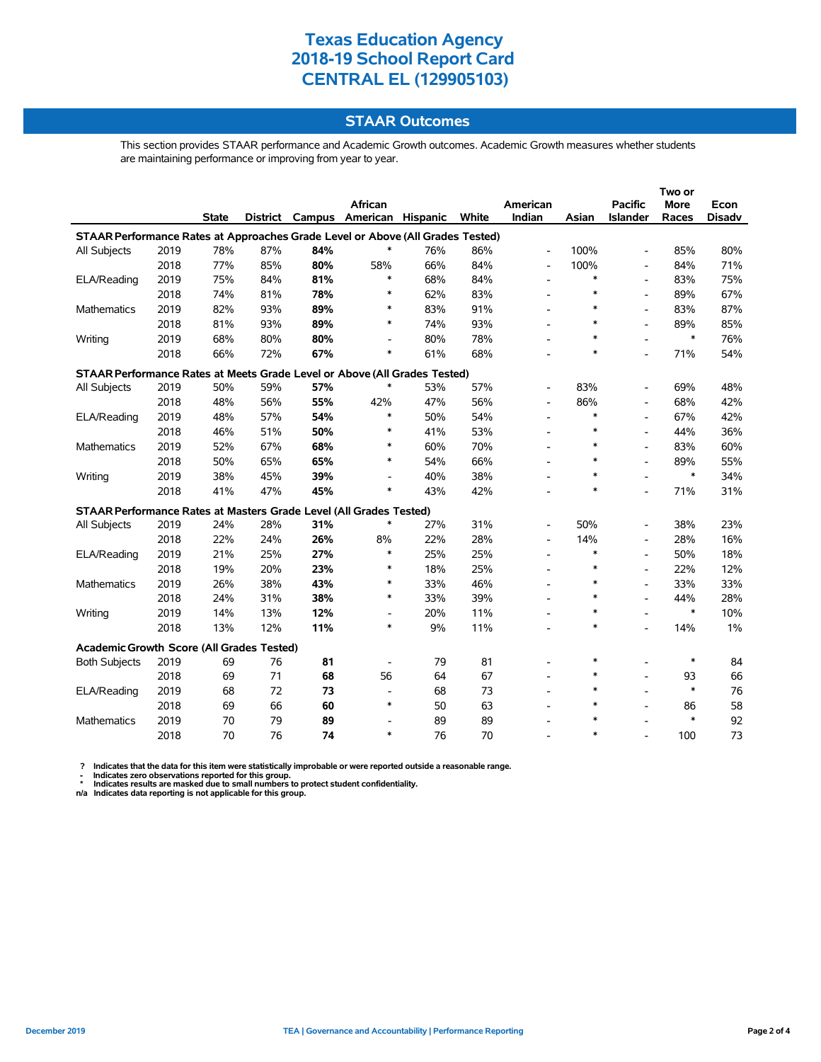# Texas Education Agency
# 2018-19 School Report Card
# CENTRAL EL (129905103)

## STAAR Outcomes

This section provides STAAR performance and Academic Growth outcomes. Academic Growth measures whether students are maintaining performance or improving from year to year.

| | | State | District | Campus | African American | Hispanic | White | American Indian | Asian | Pacific Islander | Two or More Races | Econ Disadv |
|---|---|---|---|---|---|---|---|---|---|---|---|---|
| **STAAR Performance Rates at Approaches Grade Level or Above (All Grades Tested)** | | | | | | | | | | | | |
| All Subjects | 2019 | 78% | 87% | **84%** | * | 76% | 86% | - | 100% | - | 85% | 80% |
| | 2018 | 77% | 85% | **80%** | 58% | 66% | 84% | - | 100% | - | 84% | 71% |
| ELA/Reading | 2019 | 75% | 84% | **81%** | * | 68% | 84% | - | * | - | 83% | 75% |
| | 2018 | 74% | 81% | **78%** | * | 62% | 83% | - | * | - | 89% | 67% |
| Mathematics | 2019 | 82% | 93% | **89%** | * | 83% | 91% | - | * | - | 83% | 87% |
| | 2018 | 81% | 93% | **89%** | * | 74% | 93% | - | * | - | 89% | 85% |
| Writing | 2019 | 68% | 80% | **80%** | - | 80% | 78% | - | * | - | * | 76% |
| | 2018 | 66% | 72% | **67%** | * | 61% | 68% | - | * | - | 71% | 54% |
| **STAAR Performance Rates at Meets Grade Level or Above (All Grades Tested)** | | | | | | | | | | | | |
| All Subjects | 2019 | 50% | 59% | **57%** | * | 53% | 57% | - | 83% | - | 69% | 48% |
| | 2018 | 48% | 56% | **55%** | 42% | 47% | 56% | - | 86% | - | 68% | 42% |
| ELA/Reading | 2019 | 48% | 57% | **54%** | * | 50% | 54% | - | * | - | 67% | 42% |
| | 2018 | 46% | 51% | **50%** | * | 41% | 53% | - | * | - | 44% | 36% |
| Mathematics | 2019 | 52% | 67% | **68%** | * | 60% | 70% | - | * | - | 83% | 60% |
| | 2018 | 50% | 65% | **65%** | * | 54% | 66% | - | * | - | 89% | 55% |
| Writing | 2019 | 38% | 45% | **39%** | - | 40% | 38% | - | * | - | * | 34% |
| | 2018 | 41% | 47% | **45%** | * | 43% | 42% | - | * | - | 71% | 31% |
| **STAAR Performance Rates at Masters Grade Level (All Grades Tested)** | | | | | | | | | | | | |
| All Subjects | 2019 | 24% | 28% | **31%** | * | 27% | 31% | - | 50% | - | 38% | 23% |
| | 2018 | 22% | 24% | **26%** | 8% | 22% | 28% | - | 14% | - | 28% | 16% |
| ELA/Reading | 2019 | 21% | 25% | **27%** | * | 25% | 25% | - | * | - | 50% | 18% |
| | 2018 | 19% | 20% | **23%** | * | 18% | 25% | - | * | - | 22% | 12% |
| Mathematics | 2019 | 26% | 38% | **43%** | * | 33% | 46% | - | * | - | 33% | 33% |
| | 2018 | 24% | 31% | **38%** | * | 33% | 39% | - | * | - | 44% | 28% |
| Writing | 2019 | 14% | 13% | **12%** | - | 20% | 11% | - | * | - | * | 10% |
| | 2018 | 13% | 12% | **11%** | * | 9% | 11% | - | * | - | 14% | 1% |
| **Academic Growth Score (All Grades Tested)** | | | | | | | | | | | | |
| Both Subjects | 2019 | 69 | 76 | **81** | - | 79 | 81 | - | * | - | * | 84 |
| | 2018 | 69 | 71 | **68** | 56 | 64 | 67 | - | * | - | 93 | 66 |
| ELA/Reading | 2019 | 68 | 72 | **73** | - | 68 | 73 | - | * | - | * | 76 |
| | 2018 | 69 | 66 | **60** | * | 50 | 63 | - | * | - | 86 | 58 |
| Mathematics | 2019 | 70 | 79 | **89** | - | 89 | 89 | - | * | - | * | 92 |
| | 2018 | 70 | 76 | **74** | * | 76 | 70 | - | * | - | 100 | 73 |

**?** Indicates that the data for this item were statistically improbable or were reported outside a reasonable range.
**-** Indicates zero observations reported for this group.
**\*** Indicates results are masked due to small numbers to protect student confidentiality.
**n/a** Indicates data reporting is not applicable for this group.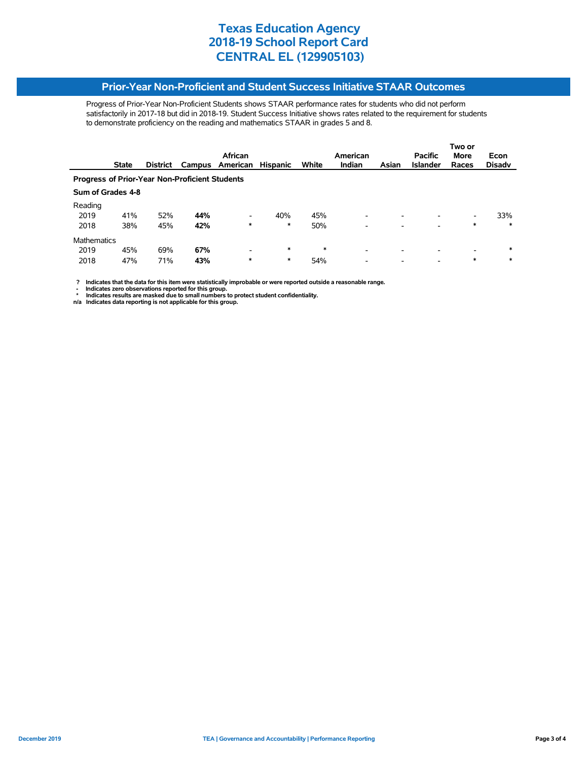# Texas Education Agency
# 2018-19 School Report Card
# CENTRAL EL (129905103)

## Prior-Year Non-Proficient and Student Success Initiative STAAR Outcomes

Progress of Prior-Year Non-Proficient Students shows STAAR performance rates for students who did not perform satisfactorily in 2017-18 but did in 2018-19. Student Success Initiative shows rates related to the requirement for students to demonstrate proficiency on the reading and mathematics STAAR in grades 5 and 8.

| | State | District | Campus | African American | Hispanic | White | American Indian | Asian | Pacific Islander | Two or More Races | Econ Disadv |
|---|---|---|---|---|---|---|---|---|---|---|---|
| **Progress of Prior-Year Non-Proficient Students** | | | | | | | | | | | |
| **Sum of Grades 4-8** | | | | | | | | | | | |
| Reading | | | | | | | | | | | |
| 2019 | 41% | 52% | **44%** | - | 40% | 45% | - | - | - | - | 33% |
| 2018 | 38% | 45% | **42%** | * | * | 50% | - | - | - | * | * |
| Mathematics | | | | | | | | | | | |
| 2019 | 45% | 69% | **67%** | - | * | * | - | - | - | - | * |
| 2018 | 47% | 71% | **43%** | * | * | 54% | - | - | - | * | * |

**?** Indicates that the data for this item were statistically improbable or were reported outside a reasonable range.
**-** Indicates zero observations reported for this group.
**\*** Indicates results are masked due to small numbers to protect student confidentiality.
**n/a** Indicates data reporting is not applicable for this group.